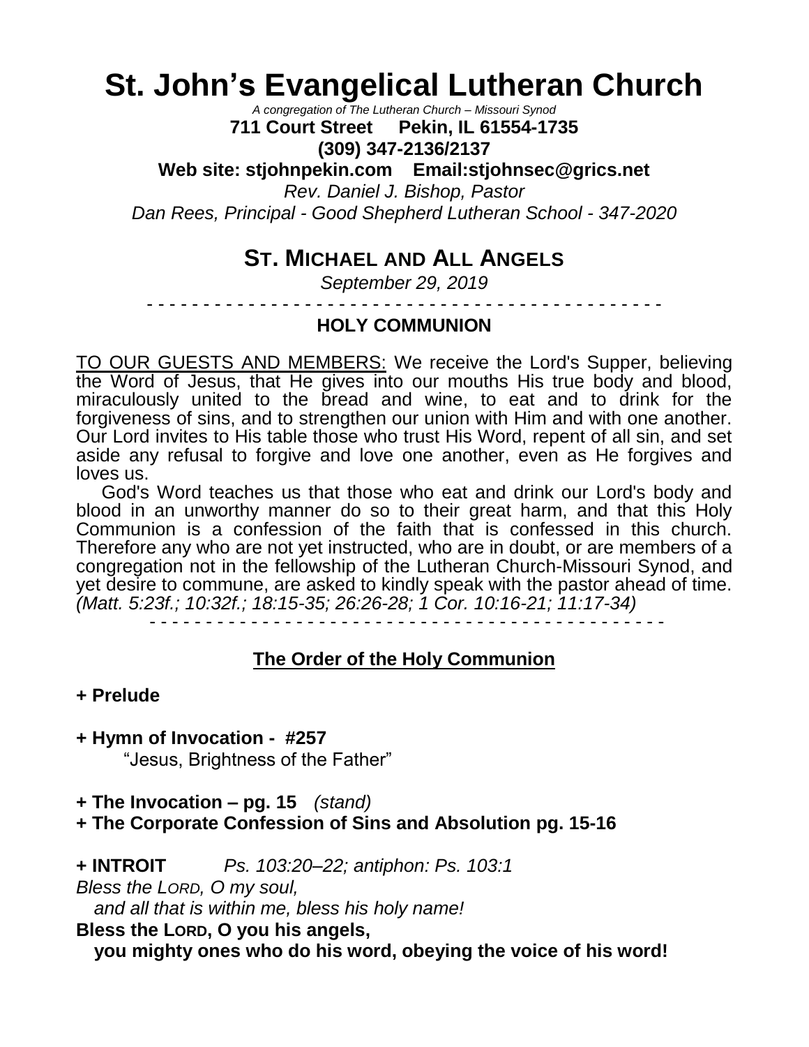# St. John's Evangelical Lutheran Church

*A congregation of The Lutheran Church – Missouri Synod*

**711 Court Street Pekin, IL 61554-1735**

**(309) 347-2136/2137**

**Web site: stjohnpekin.com Email:stjohnsec@grics.net**

*Rev. Daniel J. Bishop, Pastor*

*Dan Rees, Principal - Good Shepherd Lutheran School - 347-2020*

## ST. MICHAEL AND ALL ANGELS

*September 29, 2019*

- - - - - - - - - - - - - - - - - - - - - - - - - - - - - - - - - - - - - - - - - - - - -

### HOLY COMMUNION

TO OUR GUESTS AND MEMBERS: We receive the Lord's Supper, believing the Word of Jesus, that He gives into our mouths His true body and blood, miraculously united to the bread and wine, to eat and to drink for the forgiveness of sins, and to strengthen our union with Him and with one another. Our Lord invites to His table those who trust His Word, repent of all sin, and set aside any refusal to forgive and love one another, even as He forgives and loves us.

God's Word teaches us that those who eat and drink our Lord's body and blood in an unworthy manner do so to their great harm, and that this Holy Communion is a confession of the faith that is confessed in this church. Therefore any who are not yet instructed, who are in doubt, or are members of a congregation not in the fellowship of the Lutheran Church-Missouri Synod, and yet desire to commune, are asked to kindly speak with the pastor ahead of time. *(Matt. 5:23f.; 10:32f.; 18:15-35; 26:26-28; 1 Cor. 10:16-21; 11:17-34)*

- - - - - - - - - - - - - - - - - - - - - - - - - - - - - - - - - - - - - - - - - - - - -

### The Order of the Holy Communion

**+ Prelude**

**+ Hymn of Invocation - #257**
"Jesus, Brightness of the Father"

**+ The Invocation – pg. 15** *(stand)*

**+ The Corporate Confession of Sins and Absolution pg. 15-16**

**+ INTROIT** *Ps. 103:20–22; antiphon: Ps. 103:1*

*Bless the LORD, O my soul,*
*and all that is within me, bless his holy name!*

**Bless the LORD, O you his angels,**
**you mighty ones who do his word, obeying the voice of his word!**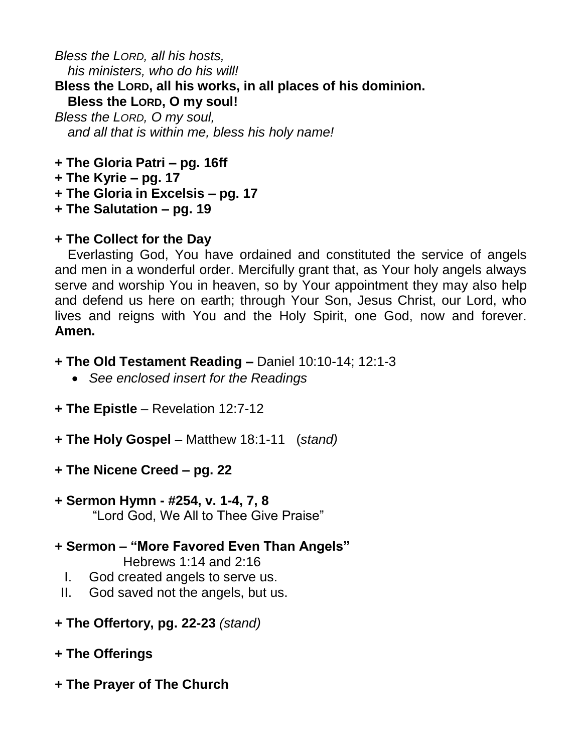*Bless the LORD, all his hosts,*
*his ministers, who do his will!*
**Bless the LORD, all his works, in all places of his dominion.**
**Bless the LORD, O my soul!**
*Bless the LORD, O my soul,*
*and all that is within me, bless his holy name!*

**+ The Gloria Patri – pg. 16ff**
**+ The Kyrie – pg. 17**
**+ The Gloria in Excelsis – pg. 17**
**+ The Salutation – pg. 19**

**+ The Collect for the Day**

Everlasting God, You have ordained and constituted the service of angels and men in a wonderful order. Mercifully grant that, as Your holy angels always serve and worship You in heaven, so by Your appointment they may also help and defend us here on earth; through Your Son, Jesus Christ, our Lord, who lives and reigns with You and the Holy Spirit, one God, now and forever. **Amen.**

**+ The Old Testament Reading –** Daniel 10:10-14; 12:1-3

- *See enclosed insert for the Readings*

**+ The Epistle** – Revelation 12:7-12

**+ The Holy Gospel** – Matthew 18:1-11 (*stand)*

**+ The Nicene Creed – pg. 22**

**+ Sermon Hymn - #254, v. 1-4, 7, 8**
"Lord God, We All to Thee Give Praise"

**+ Sermon – "More Favored Even Than Angels"**
Hebrews 1:14 and 2:16

I. God created angels to serve us.
II. God saved not the angels, but us.

**+ The Offertory, pg. 22-23** *(stand)*

**+ The Offerings**

**+ The Prayer of The Church**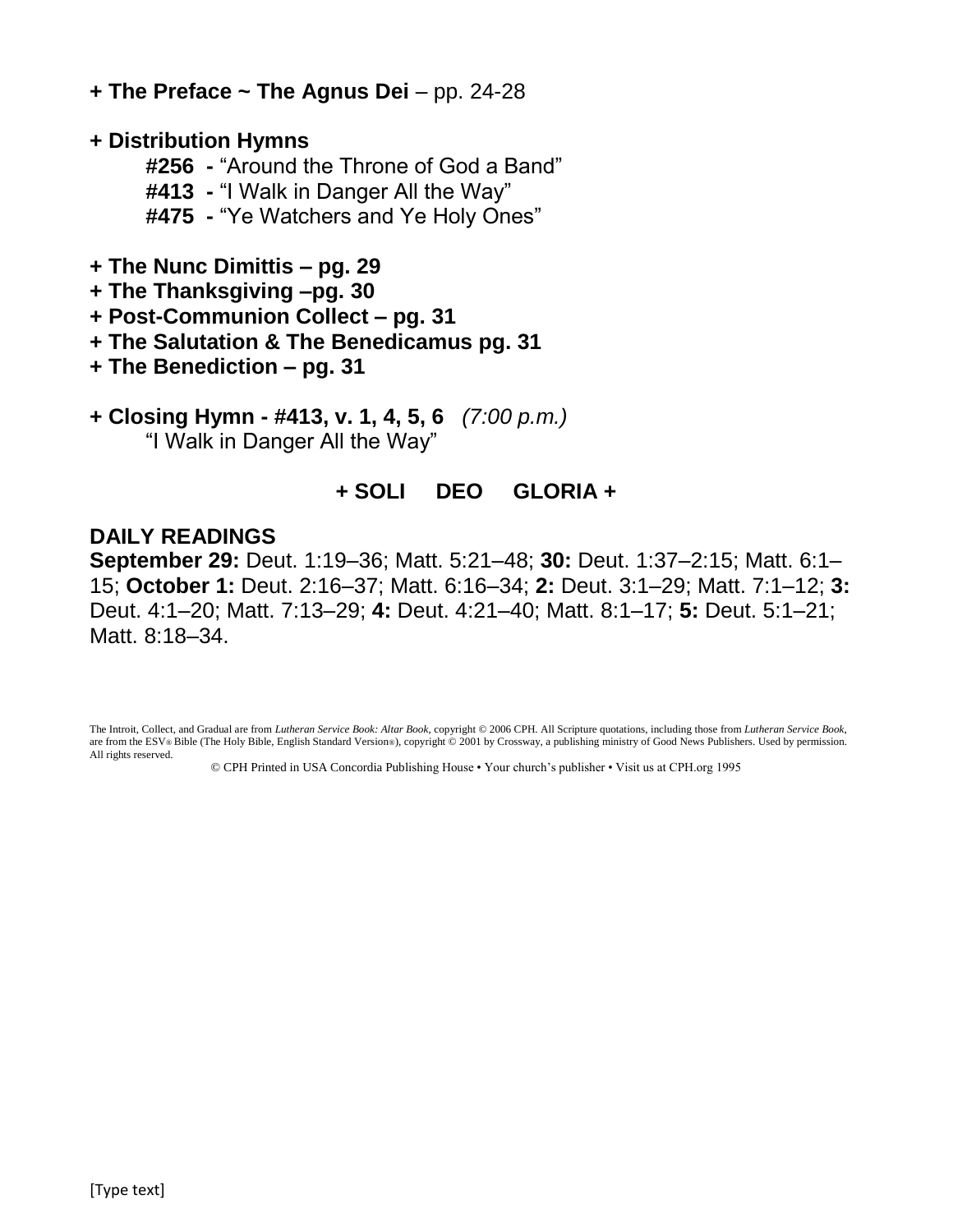**+ The Preface ~ The Agnus Dei** – pp. 24-28

**+ Distribution Hymns**

**#256 -** “Around the Throne of God a Band”
**#413 -** “I Walk in Danger All the Way”
**#475 -** “Ye Watchers and Ye Holy Ones”

**+ The Nunc Dimittis – pg. 29**
**+ The Thanksgiving –pg. 30**
**+ Post-Communion Collect – pg. 31**
**+ The Salutation & The Benedicamus pg. 31**
**+ The Benediction – pg. 31**

**+ Closing Hymn - #413, v. 1, 4, 5, 6** *(7:00 p.m.)*
“I Walk in Danger All the Way”

**+ SOLI DEO GLORIA +**

**DAILY READINGS**

**September 29:** Deut. 1:19–36; Matt. 5:21–48; **30:** Deut. 1:37–2:15; Matt. 6:1–15; **October 1:** Deut. 2:16–37; Matt. 6:16–34; **2:** Deut. 3:1–29; Matt. 7:1–12; **3:** Deut. 4:1–20; Matt. 7:13–29; **4:** Deut. 4:21–40; Matt. 8:1–17; **5:** Deut. 5:1–21; Matt. 8:18–34.

The Introit, Collect, and Gradual are from *Lutheran Service Book: Altar Book*, copyright © 2006 CPH. All Scripture quotations, including those from *Lutheran Service Book*, are from the ESV® Bible (The Holy Bible, English Standard Version®), copyright © 2001 by Crossway, a publishing ministry of Good News Publishers. Used by permission. All rights reserved.

© CPH Printed in USA Concordia Publishing House • Your church’s publisher • Visit us at CPH.org 1995